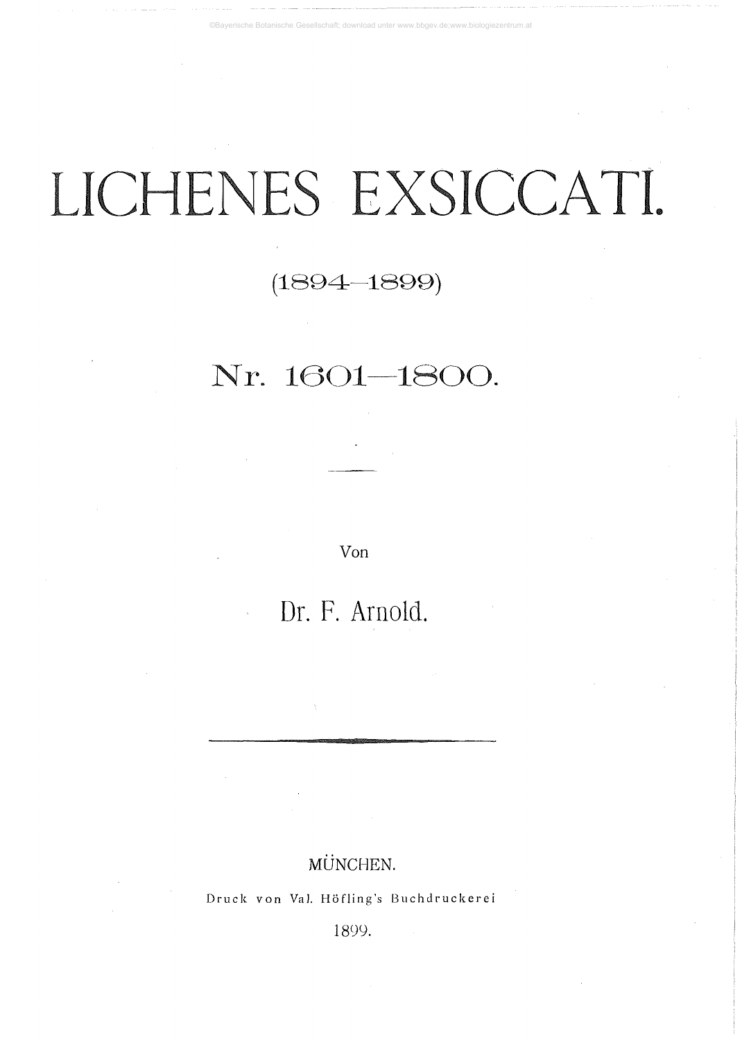# LICHENES EXSICCATI.

(1894—1899)

## Nr. 1601—1800.

---

Von

**Dr. F. Arnold.**

---

MÜNCHEN.

Druck von Val. Höfling's Buchdruckerei

1899.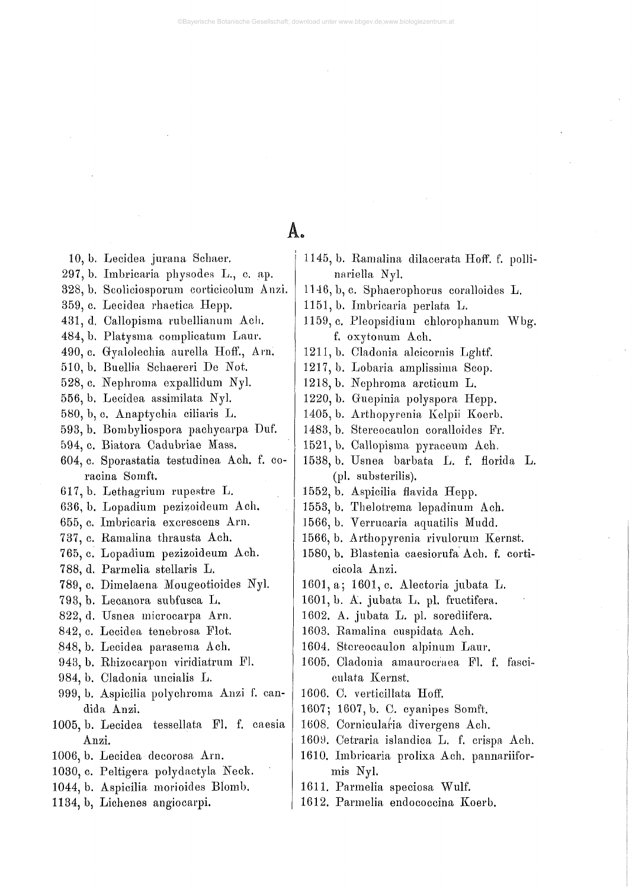# A.

10, b. Lecidea jurana Schaer.
297, b. Imbricaria physodes L., c. ap.
328, b. Scoliciosporum corticicolum Anzi.
359, c. Lecidea rhaetica Hepp.
431, d. Callopisma rubellianum Ach.
484, b. Platysma complicatum Laur.
490, c. Gyalolechia aurella Hoff., Arn.
510, b. Buellia Schaereri De Not.
528, c. Nephroma expallidum Nyl.
556, b. Lecidea assimilata Nyl.
580, b, c. Anaptychia ciliaris L.
593, b. Bombyliospora pachycarpa Duf.
594, c. Biatora Cadubriae Mass.
604, c. Sporastatia testudinea Ach. f. coracina Somft.
617, b. Lethagrium rupestre L.
636, b. Lopadium pezizoideum Ach.
655, c. Imbricaria excrescens Arn.
737, c. Ramalina thrausta Ach.
765, c. Lopadium pezizoideum Ach.
788, d. Parmelia stellaris L.
789, c. Dimelaena Mougeotioides Nyl.
793, b. Lecanora subfusca L.
822, d. Usnea microcarpa Arn.
842, c. Lecidea tenebrosa Flot.
848, b. Lecidea parasema Ach.
943, b. Rhizocarpon viridiatrum Fl.
984, b. Cladonia uncialis L.
999, b. Aspicilia polychroma Anzi f. candida Anzi.
1005, b. Lecidea tessellata Fl. f. caesia Anzi.
1006, b. Lecidea decorosa Arn.
1030, c. Peltigera polydactyla Neck.
1044, b. Aspicilia morioides Blomb.
1134, b, Lichenes angiocarpi.
1145, b. Ramalina dilacerata Hoff. f. pollinariella Nyl.
1146, b, c. Sphaerophorus coralloides L.
1151, b. Imbricaria perlata L.
1159, c. Pleopsidium chlorophanum Wbg. f. oxytonum Ach.
1211, b. Cladonia alcicornis Lghtf.
1217, b. Lobaria amplissima Scop.
1218, b. Nephroma arcticum L.
1220, b. Guepinia polyspora Hepp.
1405, b. Arthopyrenia Kelpii Koerb.
1483, b. Stereocaulon coralloides Fr.
1521, b. Callopisma pyraceum Ach.
1538, b. Usnea barbata L. f. florida L. (pl. substerilis).
1552, b. Aspicilia flavida Hepp.
1553, b. Thelotrema lepadinum Ach.
1566, b. Verrucaria aquatilis Mudd.
1566, b. Arthopyrenia rivulorum Kernst.
1580, b. Blastenia caesiorufa Ach. f. corticicola Anzi.
1601, a; 1601, c. Alectoria jubata L.
1601, b. A. jubata L. pl. fructifera.
1602. A. jubata L. pl. sorediifera.
1603. Ramalina cuspidata Ach.
1604. Stereocaulon alpinum Laur.
1605. Cladonia amaurocraea Fl. f. fasciculata Kernst.
1606. C. verticillata Hoff.
1607; 1607, b. C. cyanipes Somft.
1608. Cornicularia divergens Ach.
1609. Cetraria islandica L. f. crispa Ach.
1610. Imbricaria prolixa Ach. pannariiformis Nyl.
1611. Parmelia speciosa Wulf.
1612. Parmelia endococcina Koerb.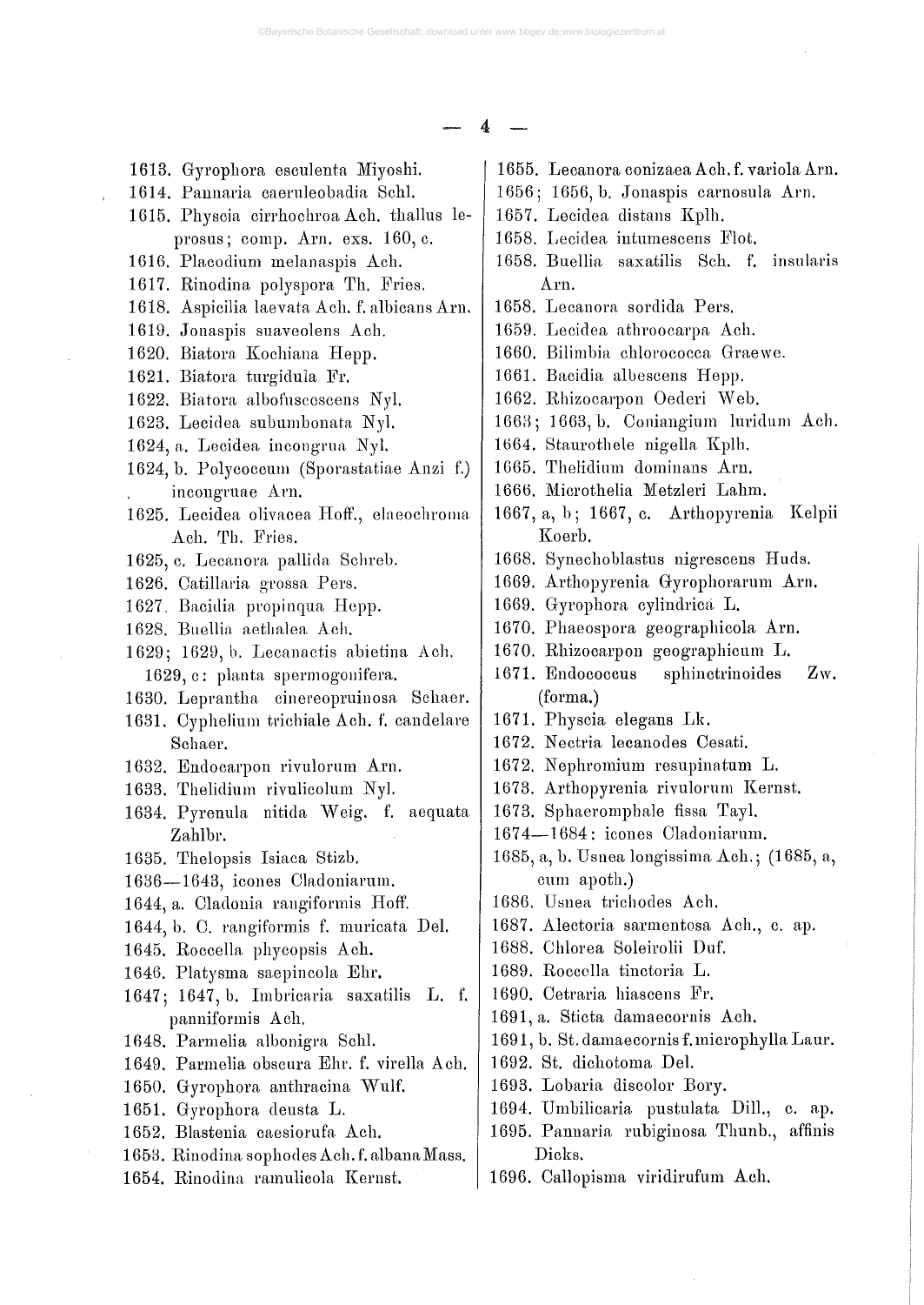1613. Gyrophora esculenta Miyoshi.
1614. Pannaria caeruleobadia Schl.
1615. Physcia cirrhochroa Ach. thallus leprosus; comp. Arn. exs. 160, c.
1616. Placodium melanaspis Ach.
1617. Rinodina polyspora Th. Fries.
1618. Aspicilia laevata Ach. f. albicans Arn.
1619. Jonaspis suaveolens Ach.
1620. Biatora Kochiana Hepp.
1621. Biatora turgidula Fr.
1622. Biatora albofuscescens Nyl.
1623. Lecidea subumbonata Nyl.
1624, a. Lecidea incongrua Nyl.
1624, b. Polycoccum (Sporastatiae Anzi f.) incongruae Arn.
1625. Lecidea olivacea Hoff., elaeochroma Ach. Th. Fries.
1625, c. Lecanora pallida Schreb.
1626. Catillaria grossa Pers.
1627. Bacidia propinqua Hepp.
1628. Buellia aethalea Ach.
1629; 1629, b. Lecanactis abietina Ach.
1629, c: planta spermogonifera.
1630. Leprantha cinereopruinosa Schaer.
1631. Cyphelium trichiale Ach. f. candelare Schaer.
1632. Endocarpon rivulorum Arn.
1633. Thelidium rivulicolum Nyl.
1634. Pyrenula nitida Weig. f. aequata Zahlbr.
1635. Thelopsis Isiaca Stizb.
1636—1643, icones Cladoniarum.
1644, a. Cladonia rangiformis Hoff.
1644, b. C. rangiformis f. muricata Del.
1645. Roccella phycopsis Ach.
1646. Platysma saepincola Ehr.
1647; 1647, b. Imbricaria saxatilis L. f. panniformis Ach.
1648. Parmelia albonigra Schl.
1649. Parmelia obscura Ehr. f. virella Ach.
1650. Gyrophora anthracina Wulf.
1651. Gyrophora deusta L.
1652. Blastenia caesiorufa Ach.
1653. Rinodina sophodes Ach. f. albana Mass.
1654. Rinodina ramulicola Kernst.
1655. Lecanora conizaea Ach. f. variola Arn.
1656; 1656, b. Jonaspis carnosula Arn.
1657. Lecidea distans Kplh.
1658. Lecidea intumescens Flot.
1658. Buellia saxatilis Sch. f. insularis Arn.
1658. Lecanora sordida Pers.
1659. Lecidea athroocarpa Ach.
1660. Bilimbia chlorococca Graewe.
1661. Bacidia albescens Hepp.
1662. Rhizocarpon Oederi Web.
1663; 1663, b. Coniangium luridum Ach.
1664. Staurothele nigella Kplh.
1665. Thelidium dominans Arn.
1666. Microthelia Metzleri Lahm.
1667, a, b; 1667, c. Arthopyrenia Kelpii Koerb.
1668. Synechoblastus nigrescens Huds.
1669. Arthopyrenia Gyrophorarum Arn.
1669. Gyrophora cylindrica L.
1670. Phaeospora geographicola Arn.
1670. Rhizocarpon geographicum L.
1671. Endococcus sphinctrinoides Zw. (forma.)
1671. Physcia elegans Lk.
1672. Nectria lecanodes Cesati.
1672. Nephromium resupinatum L.
1673. Arthopyrenia rivulorum Kernst.
1673. Sphaeromphale fissa Tayl.
1674—1684: icones Cladoniarum.
1685, a, b. Usnea longissima Ach.; (1685, a, cum apoth.)
1686. Usnea trichodes Ach.
1687. Alectoria sarmentosa Ach., c. ap.
1688. Chlorea Soleirolii Duf.
1689. Roccella tinctoria L.
1690. Cetraria hiascens Fr.
1691, a. Sticta damaecornis Ach.
1691, b. St. damaecornis f. microphylla Laur.
1692. St. dichotoma Del.
1693. Lobaria discolor Bory.
1694. Umbilicaria pustulata Dill., c. ap.
1695. Pannaria rubiginosa Thunb., affinis Dicks.
1696. Callopisma viridirufum Ach.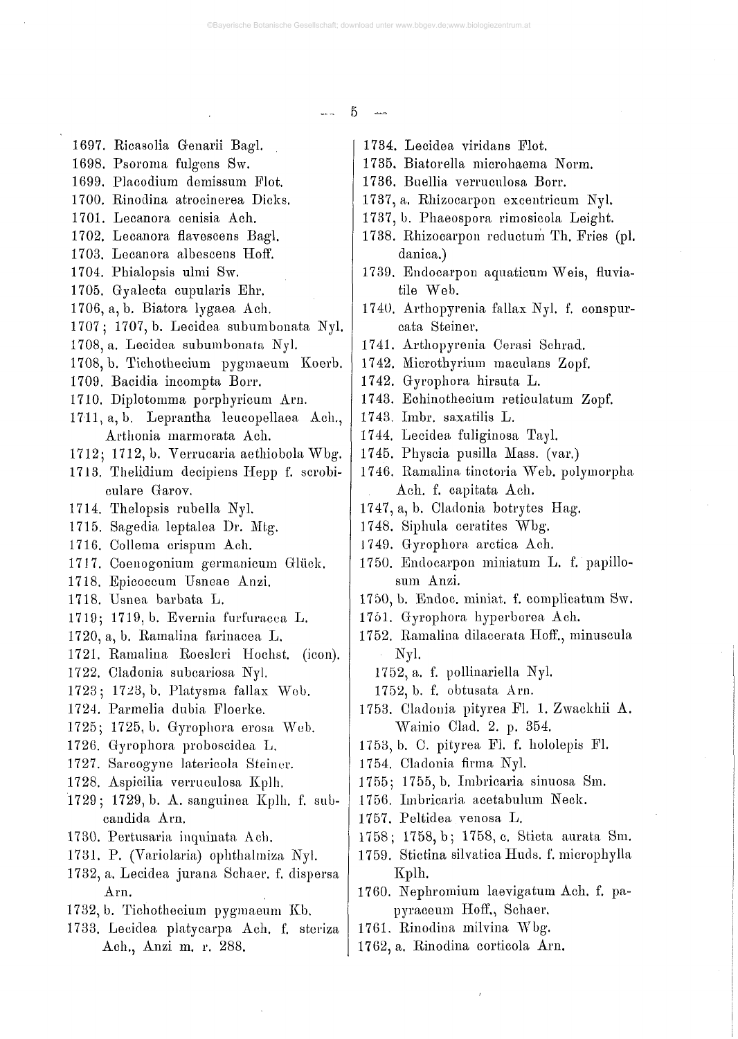1697. Ricasolia Genarii Bagl.

1698. Psoroma fulgens Sw.

1699. Placodium demissum Flot.

1700. Rinodina atrocinerea Dicks.

1701. Lecanora cenisia Ach.

1702. Lecanora flavescens Bagl.

1703. Lecanora albescens Hoff.

1704. Phialopsis ulmi Sw.

1705. Gyalecta cupularis Ehr.

1706, a, b. Biatora lygaea Ach.

1707; 1707, b. Lecidea subumbonata Nyl.

1708, a. Lecidea subumbonata Nyl.

1708, b. Tichothecium pygmaeum Koerb.

1709. Bacidia incompta Borr.

1710. Diplotomma porphyricum Arn.

1711, a, b. Leprantha leucopellaea Ach., Arthonia marmorata Ach.

1712; 1712, b. Verrucaria aethiobola Wbg.

1713. Thelidium decipiens Hepp f. scrobiculare Garov.

1714. Thelopsis rubella Nyl.

1715. Sagedia leptalea Dr. Mtg.

1716. Collema crispum Ach.

1717. Coenogonium germanicum Glück.

1718. Epicoccum Usneae Anzi.

1718. Usnea barbata L.

1719; 1719, b. Evernia furfuracea L.

1720, a, b. Ramalina farinacea L.

1721. Ramalina Roesleri Hochst. (icon).

1722. Cladonia subcariosa Nyl.

1723; 1723, b. Platysma fallax Web.

1724. Parmelia dubia Floerke.

1725; 1725, b. Gyrophora erosa Web.

1726. Gyrophora proboscidea L.

1727. Sarcogyne latericola Steiner.

1728. Aspicilia verruculosa Kplh.

1729; 1729, b. A. sanguinea Kplh. f. subcandida Arn.

1730. Pertusaria inquinata Ach.

1731. P. (Variolaria) ophthalmiza Nyl.

1732, a. Lecidea jurana Schaer. f. dispersa Arn.

1732, b. Tichothecium pygmaeum Kb.

1733. Lecidea platycarpa Ach. f. steriza Ach., Anzi m. r. 288.

1734. Lecidea viridans Flot.

1735. Biatorella microhaema Norm.

1736. Buellia verruculosa Borr.

1737, a. Rhizocarpon excentricum Nyl.

1737, b. Phaeospora rimosicola Leight.

1738. Rhizocarpon reductum Th. Fries (pl. danica.)

1739. Endocarpon aquaticum Weis, fluviatile Web.

1740. Arthopyrenia fallax Nyl. f. conspurcata Steiner.

1741. Arthopyrenia Cerasi Schrad.

1742. Microthyrium maculans Zopf.

1742. Gyrophora hirsuta L.

1743. Echinothecium reticulatum Zopf.

1743. Imbr. saxatilis L.

1744. Lecidea fuliginosa Tayl.

1745. Physcia pusilla Mass. (var.)

1746. Ramalina tinctoria Web. polymorpha Ach. f. capitata Ach.

1747, a, b. Cladonia botrytes Hag.

1748. Siphula ceratites Wbg.

1749. Gyrophora arctica Ach.

1750. Endocarpon miniatum L. f. papillosum Anzi.

1750, b. Endoc. miniat. f. complicatum Sw.

1751. Gyrophora hyperborea Ach.

1752. Ramalina dilacerata Hoff., minuscula Nyl.

1752, a. f. pollinariella Nyl.

1752, b. f. obtusata Arn.

1753. Cladonia pityrea Fl. 1. Zwackhii A. Wainio Clad. 2. p. 354.

1753, b. C. pityrea Fl. f. hololepis Fl.

1754. Cladonia firma Nyl.

1755; 1755, b. Imbricaria sinuosa Sm.

1756. Imbricaria acetabulum Neck.

1757. Peltidea venosa L.

1758; 1758, b; 1758, c. Sticta aurata Sm.

1759. Stictina silvatica Huds. f. microphylla Kplh.

1760. Nephromium laevigatum Ach. f. papyraceum Hoff., Schaer.

1761. Rinodina milvina Wbg.

1762, a. Rinodina corticola Arn.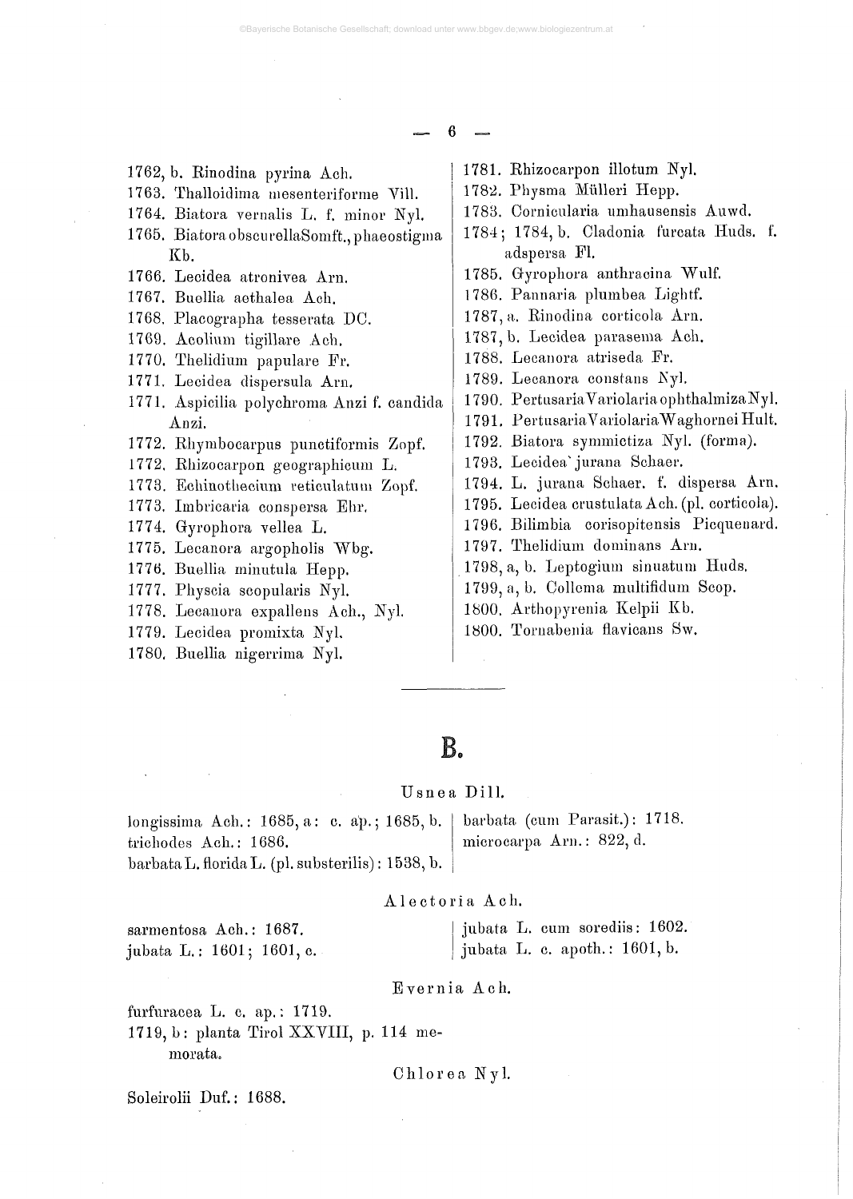1762, b. Rinodina pyrina Ach.
1763. Thalloidima mesenteriforme Vill.
1764. Biatora vernalis L. f. minor Nyl.
1765. Biatora obscurella Somft., phaeostigma Kb.
1766. Lecidea atronivea Arn.
1767. Buellia aethalea Ach.
1768. Placographa tesserata DC.
1769. Acolium tigillare Ach.
1770. Thelidium papulare Fr.
1771. Lecidea dispersula Arn.
1771. Aspicilia polychroma Anzi f. candida Anzi.
1772. Rhymbocarpus punctiformis Zopf.
1772. Rhizocarpon geographicum L.
1773. Echinothecium reticulatum Zopf.
1773. Imbricaria conspersa Ehr.
1774. Gyrophora vellea L.
1775. Lecanora argopholis Wbg.
1776. Buellia minutula Hepp.
1777. Physcia scopularis Nyl.
1778. Lecanora expallens Ach., Nyl.
1779. Lecidea promixta Nyl.
1780. Buellia nigerrima Nyl.
1781. Rhizocarpon illotum Nyl.
1782. Physma Mülleri Hepp.
1783. Cornicularia umhausensis Auwd.
1784; 1784, b. Cladonia furcata Huds. f. adspersa Fl.
1785. Gyrophora anthracina Wulf.
1786. Pannaria plumbea Lightf.
1787, a. Rinodina corticola Arn.
1787, b. Lecidea parasema Ach.
1788. Lecanora atriseda Fr.
1789. Lecanora constans Nyl.
1790. Pertusaria Variolaria ophthalmiza Nyl.
1791. Pertusaria Variolaria Waghornei Hult.
1792. Biatora symmictiza Nyl. (forma).
1793. Lecidea jurana Schaer.
1794. L. jurana Schaer. f. dispersa Arn.
1795. Lecidea crustulata Ach. (pl. corticola).
1796. Bilimbia corisopitensis Picquenard.
1797. Thelidium dominans Arn.
1798, a, b. Leptogium sinuatum Huds.
1799, a, b. Collema multifidum Scop.
1800. Arthopyrenia Kelpii Kb.
1800. Tornabenia flavicans Sw.

---

# B.

### Usnea Dill.

longissima Ach.: 1685, a: c. ap.; 1685, b.
trichodes Ach.: 1686.
barbata L. florida L. (pl. substerilis): 1538, b.
barbata (cum Parasit.): 1718.
microcarpa Arn.: 822, d.

### Alectoria Ach.

sarmentosa Ach.: 1687.
jubata L.: 1601; 1601, c.
jubata L. cum sorediis: 1602.
jubata L. c. apoth.: 1601, b.

### Evernia Ach.

furfuracea L. c. ap.: 1719.
1719, b: planta Tirol XXVIII, p. 114 memorata.

### Chlorea Nyl.

Soleirolii Duf.: 1688.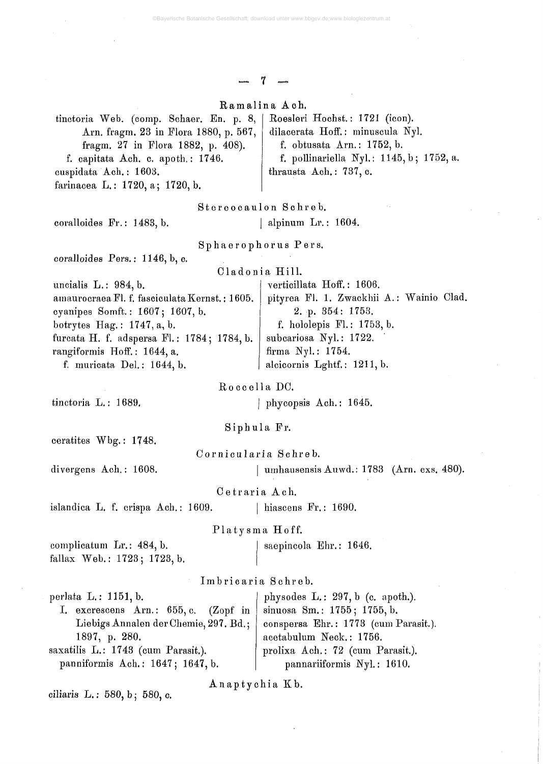### Ramalina Ach.

tinctoria Web. (comp. Schaer. En. p. 8, Arn. fragm. 23 in Flora 1880, p. 567, fragm. 27 in Flora 1882, p. 408).
  f. capitata Ach. c. apoth.: 1746.
cuspidata Ach.: 1603.
farinacea L.: 1720, a; 1720, b.
Roesleri Hochst.: 1721 (icon).
dilacerata Hoff.: minuscula Nyl.
  f. obtusata Arn.: 1752, b.
  f. pollinariella Nyl.: 1145, b; 1752, a.
thrausta Ach.: 737, c.

### Stereocaulon Schreb.

coralloides Fr.: 1483, b.
alpinum Lr.: 1604.

### Sphaerophorus Pers.

coralloides Pers.: 1146, b, c.

### Cladonia Hill.

uncialis L.: 984, b.
amaurocraea Fl. f. fasciculata Kernst.: 1605.
cyanipes Somft.: 1607; 1607, b.
botrytes Hag.: 1747, a, b.
furcata H. f. adspersa Fl.: 1784; 1784, b.
rangiformis Hoff.: 1644, a.
  f. muricata Del.: 1644, b.
verticillata Hoff.: 1606.
pityrea Fl. 1. Zwackhii A.: Wainio Clad. 2. p. 354: 1753.
  f. hololepis Fl.: 1753, b.
subcariosa Nyl.: 1722.
firma Nyl.: 1754.
alcicornis Lghtf.: 1211, b.

### Roccella DC.

tinctoria L.: 1689.
phycopsis Ach.: 1645.

### Siphula Fr.

ceratites Wbg.: 1748.

### Cornicularia Schreb.

divergens Ach.: 1608.
umhausensis Auwd.: 1783 (Arn. exs. 480).

### Cetraria Ach.

islandica L. f. crispa Ach.: 1609.
hiascens Fr.: 1690.

### Platysma Hoff.

complicatum Lr.: 484, b.
fallax Web.: 1723; 1723, b.
saepincola Ehr.: 1646.

### Imbricaria Schreb.

perlata L.: 1151, b.
  I. excrescens Arn.: 655, c. (Zopf in Liebigs Annalen der Chemie, 297. Bd.; 1897, p. 280.
saxatilis L.: 1743 (cum Parasit.).
  panniformis Ach.: 1647; 1647, b.
physodes L.: 297, b (c. apoth.).
sinuosa Sm.: 1755; 1755, b.
conspersa Ehr.: 1773 (cum Parasit.).
acetabulum Neck.: 1756.
prolixa Ach.: 72 (cum Parasit.).
  pannariiformis Nyl.: 1610.

### Anaptychia Kb.

ciliaris L.: 580, b; 580, c.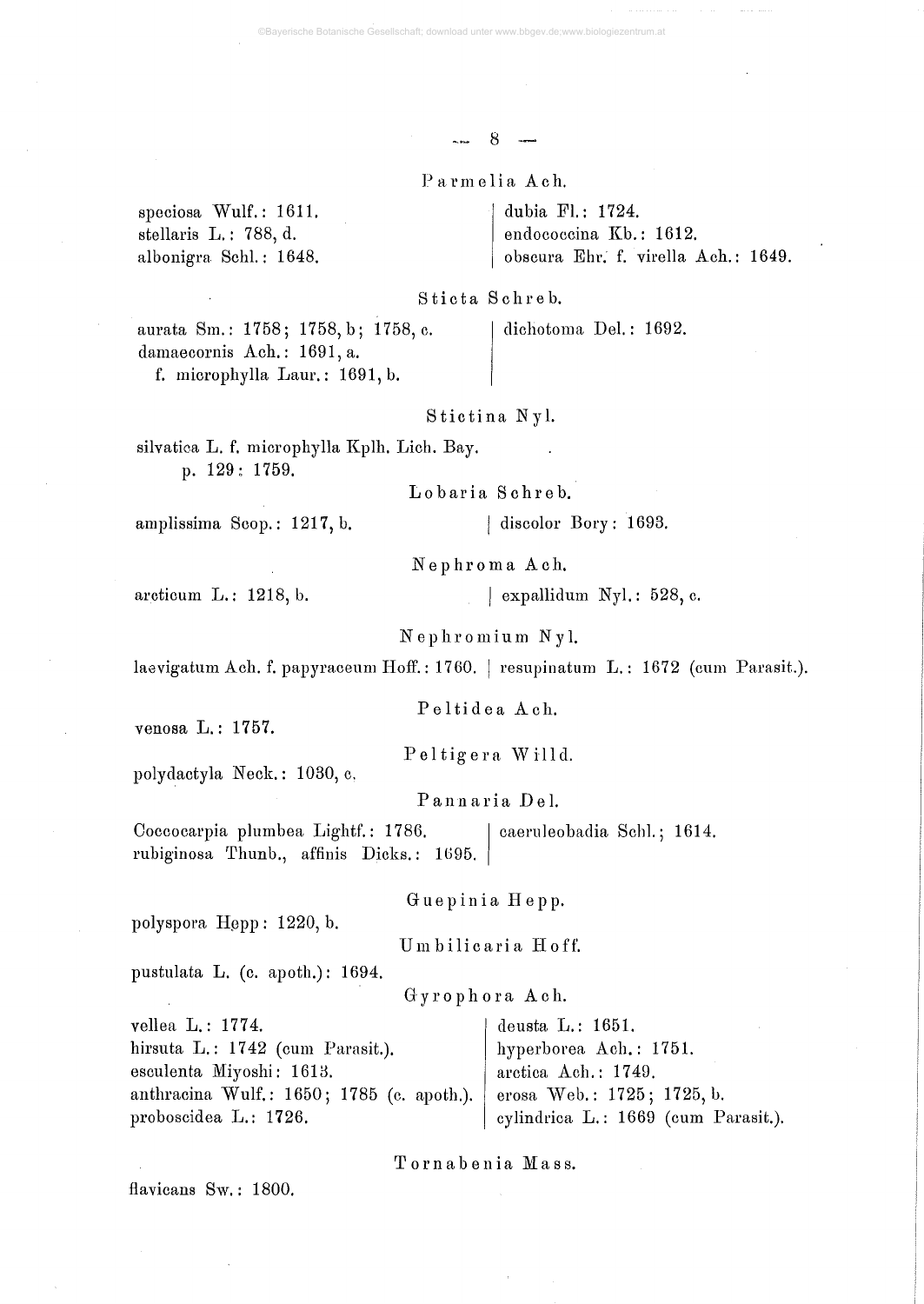### Parmelia Ach.

speciosa Wulf.: 1611.
stellaris L.: 788, d.
albonigra Schl.: 1648.
dubia Fl.: 1724.
endococcina Kb.: 1612.
obscura Ehr. f. virella Ach.: 1649.

### Sticta Schreb.

aurata Sm.: 1758; 1758, b; 1758, c.
damaecornis Ach.: 1691, a.
f. microphylla Laur.: 1691, b.
dichotoma Del.: 1692.

### Stictina Nyl.

silvatica L. f. microphylla Kplh. Lich. Bay. p. 129: 1759.

### Lobaria Schreb.

amplissima Scop.: 1217, b.
discolor Bory: 1693.

### Nephroma Ach.

arcticum L.: 1218, b.
expallidum Nyl.: 528, c.

### Nephromium Nyl.

laevigatum Ach. f. papyraceum Hoff.: 1760.
resupinatum L.: 1672 (cum Parasit.).

### Peltidea Ach.

venosa L.: 1757.

### Peltigera Willd.

polydactyla Neck.: 1030, c.

### Pannaria Del.

Coccocarpia plumbea Lightf.: 1786.
rubiginosa Thunb., affinis Dicks.: 1695.
caeruleobadia Schl.; 1614.

### Guepinia Hepp.

polyspora Hepp: 1220, b.

### Umbilicaria Hoff.

pustulata L. (c. apoth.): 1694.

### Gyrophora Ach.

vellea L.: 1774.
hirsuta L.: 1742 (cum Parasit.).
esculenta Miyoshi: 1613.
anthracina Wulf.: 1650; 1785 (c. apoth.).
proboscidea L.: 1726.
deusta L.: 1651.
hyperborea Ach.: 1751.
arctica Ach.: 1749.
erosa Web.: 1725; 1725, b.
cylindrica L.: 1669 (cum Parasit.).

### Tornabenia Mass.

flavicans Sw.: 1800.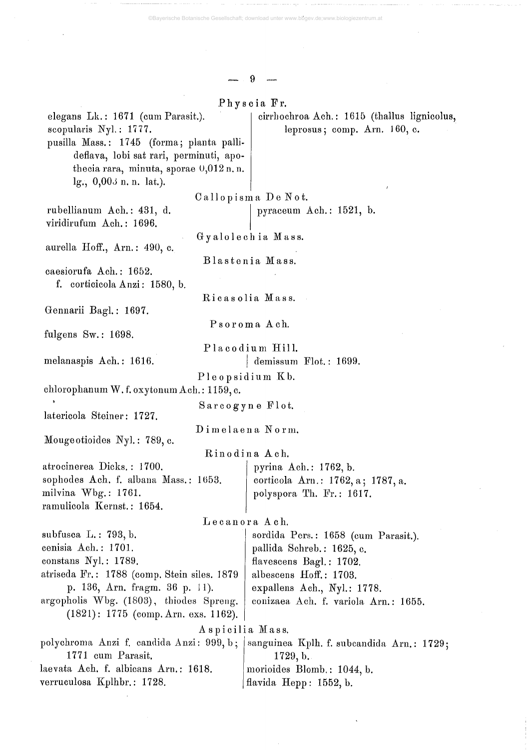## Physcia Fr.

elegans Lk.: 1671 (cum Parasit.).

scopularis Nyl.: 1777.

pusilla Mass.: 1745 (forma; planta pallideflava, lobi sat rari, perminuti, apothecia rara, minuta, sporae 0,012 n. n. lg., 0,003 n. n. lat.).

cirrhochroa Ach.: 1615 (thallus lignicolus, leprosus; comp. Arn. 160, c.

## Callopisma De Not.

rubellianum Ach.: 431, d.

viridirufum Ach.: 1696.

pyraceum Ach.: 1521, b.

## Gyalolechia Mass.

aurella Hoff., Arn.: 490, c.

## Blastenia Mass.

caesiorufa Ach.: 1652.

f. corticicola Anzi: 1580, b.

## Ricasolia Mass.

Gennarii Bagl.: 1697.

## Psoroma Ach.

fulgens Sw.: 1698.

## Placodium Hill.

melanaspis Ach.: 1616.

demissum Flot.: 1699.

## Pleopsidium Kb.

chlorophanum W. f. oxytonum Ach.: 1159, c.

## Sarcogyne Flot.

latericola Steiner: 1727.

## Dimelaena Norm.

Mougeotioides Nyl.: 789, c.

## Rinodina Ach.

atrocinerea Dicks.: 1700.

sophodes Ach. f. albana Mass.: 1653.

milvina Wbg.: 1761.

ramulicola Kernst.: 1654.

pyrina Ach.: 1762, b.

corticola Arn.: 1762, a; 1787, a.

polyspora Th. Fr.: 1617.

## Lecanora Ach.

subfusca L.: 793, b.

cenisia Ach.: 1701.

constans Nyl.: 1789.

atriseda Fr.: 1788 (comp. Stein siles. 1879 p. 136, Arn. fragm. 36 p. 11).

argopholis Wbg. (1803), thiodes Spreng. (1821): 1775 (comp. Arn. exs. 1162).

sordida Pers.: 1658 (cum Parasit.).

pallida Schreb.: 1625, c.

flavescens Bagl.: 1702.

albescens Hoff.: 1703.

expallens Ach., Nyl.: 1778.

conizaea Ach. f. variola Arn.: 1655.

## Aspicilia Mass.

polychroma Anzi f. candida Anzi: 999, b; 1771 cum Parasit.

laevata Ach. f. albicans Arn.: 1618.

verruculosa Kplhbr.: 1728.

sanguinea Kplh. f. subcandida Arn.: 1729; 1729, b.

morioides Blomb.: 1044, b.

flavida Hepp: 1552, b.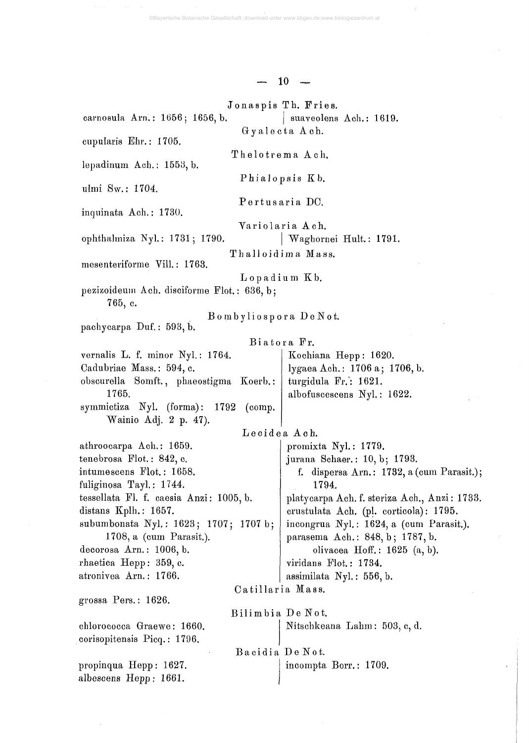### Jonaspis Th. Fries.

carnosula Arn.: 1656; 1656, b.

suaveolens Ach.: 1619.

### Gyalecta Ach.

cupularis Ehr.: 1705.

### Thelotrema Ach.

lepadinum Ach.: 1553, b.

### Phialopsis Kb.

ulmi Sw.: 1704.

### Pertusaria DC.

inquinata Ach.: 1730.

### Variolaria Ach.

ophthalmiza Nyl.: 1731; 1790.

Waghornei Hult.: 1791.

### Thalloidima Mass.

mesenteriforme Vill.: 1763.

### Lopadium Kb.

pezizoideum Ach. disciforme Flot.: 636, b; 765, c.

### Bombyliospora DeNot.

pachycarpa Duf.: 593, b.

### Biatora Fr.

vernalis L. f. minor Nyl.: 1764.
Cadubriae Mass.: 594, c.
obscurella Somft., phaeostigma Koerb.: 1765.
symmictiza Nyl. (forma): 1792 (comp. Wainio Adj. 2 p. 47).
Kochiana Hepp: 1620.
lygaea Ach.: 1706 a; 1706, b.
turgidula Fr.: 1621.
albofuscescens Nyl.: 1622.

### Lecidea Ach.

athroocarpa Ach.: 1659.
tenebrosa Flot.: 842, c.
intumescens Flot.: 1658.
fuliginosa Tayl.: 1744.
tessellata Fl. f. caesia Anzi: 1005, b.
distans Kplh.: 1657.
subumbonata Nyl.: 1623; 1707; 1707 b; 1708, a (cum Parasit.).
decorosa Arn.: 1006, b.
rhaetica Hepp: 359, c.
atronivea Arn.: 1766.
promixta Nyl.: 1779.
jurana Schaer.: 10, b; 1793.
f. dispersa Arn.: 1732, a (cum Parasit.); 1794.
platycarpa Ach. f. steriza Ach., Anzi: 1733.
crustulata Ach. (pl. corticola): 1795.
incongrua Nyl.: 1624, a (cum Parasit.).
parasema Ach.: 848, b; 1787, b.
olivacea Hoff.: 1625 (a, b).
viridans Flot.: 1734.
assimilata Nyl.: 556, b.

### Catillaria Mass.

grossa Pers.: 1626.

### Bilimbia De Not.

chlorococca Graewe: 1660.
corisopitensis Picq.: 1796.
Nitschkeana Lahm: 503, c, d.

### Bacidia De Not.

propinqua Hepp: 1627.
albescens Hepp: 1661.
incompta Borr.: 1709.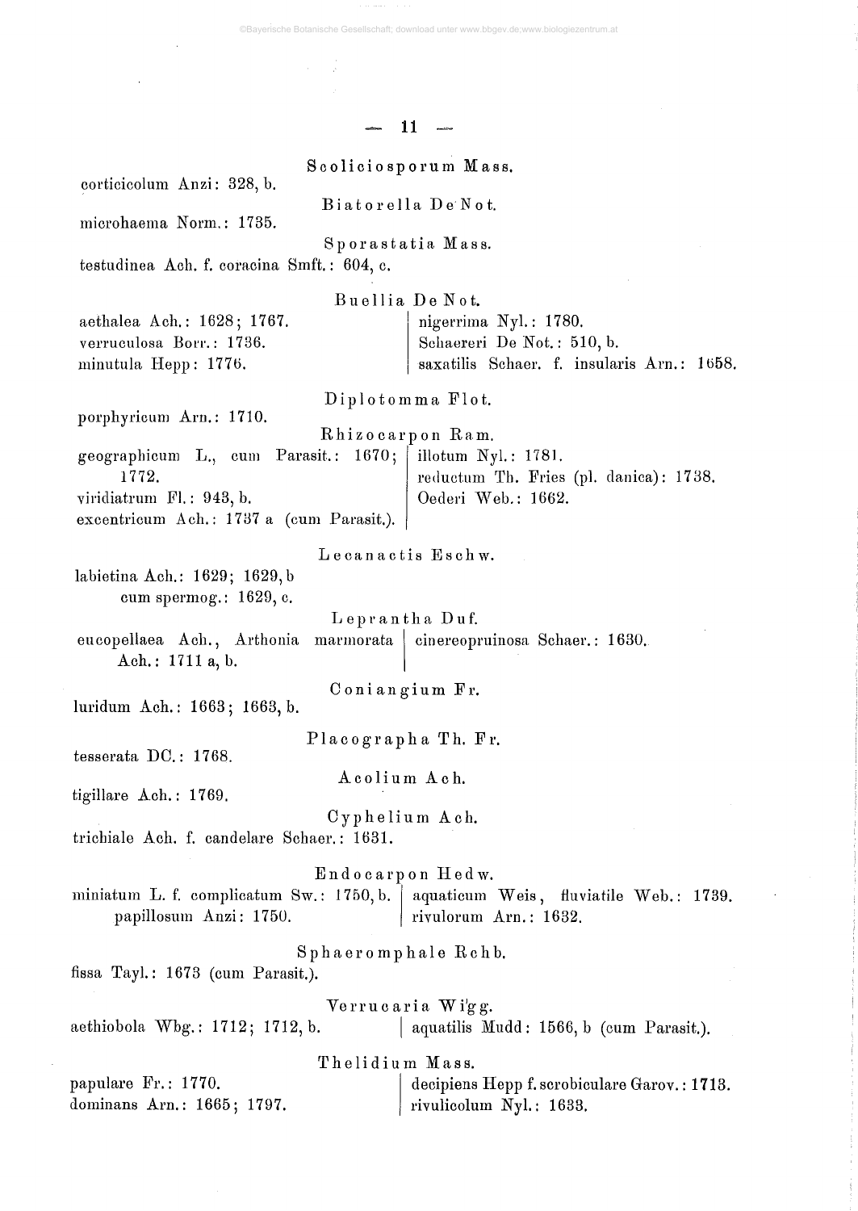### Scoliciosporum Mass.

corticicolum Anzi: 328, b.

### Biatorella De Not.

microhaema Norm.: 1735.

### Sporastatia Mass.

testudinea Ach. f. coracina Smft.: 604, c.

### Buellia De Not.

aethalea Ach.: 1628; 1767.
verruculosa Borr.: 1736.
minutula Hepp: 1776.
nigerrima Nyl.: 1780.
Schaereri De Not.: 510, b.
saxatilis Schaer. f. insularis Arn.: 1658.

### Diplotomma Flot.

porphyricum Arn.: 1710.

### Rhizocarpon Ram.

geographicum L., cum Parasit.: 1670; 1772.
viridiatrum Fl.: 943, b.
excentricum Ach.: 1737 a (cum Parasit.).
illotum Nyl.: 1781.
reductum Th. Fries (pl. danica): 1738.
Oederi Web.: 1662.

### Lecanactis Eschw.

labietina Ach.: 1629; 1629, b
cum spermog.: 1629, c.

### Leprantha Duf.

eucopellaea Ach., Arthonia marmorata Ach.: 1711 a, b.
cinereopruinosa Schaer.: 1630.

### Coniangium Fr.

luridum Ach.: 1663; 1663, b.

### Placographa Th. Fr.

tesserata DC.: 1768.

### Acolium Ach.

tigillare Ach.: 1769.

### Cyphelium Ach.

trichiale Ach. f. candelare Schaer.: 1631.

### Endocarpon Hedw.

miniatum L. f. complicatum Sw.: 1750, b.
papillosum Anzi: 1750.
aquaticum Weis, fluviatile Web.: 1739.
rivulorum Arn.: 1632.

### Sphaeromphale Rchb.

fissa Tayl.: 1673 (cum Parasit.).

### Verrucaria Wigg.

aethiobola Wbg.: 1712; 1712, b.
aquatilis Mudd: 1566, b (cum Parasit.).

### Thelidium Mass.

papulare Fr.: 1770.
dominans Arn.: 1665; 1797.
decipiens Hepp f. scrobiculare Garov.: 1713.
rivulicolum Nyl.: 1633.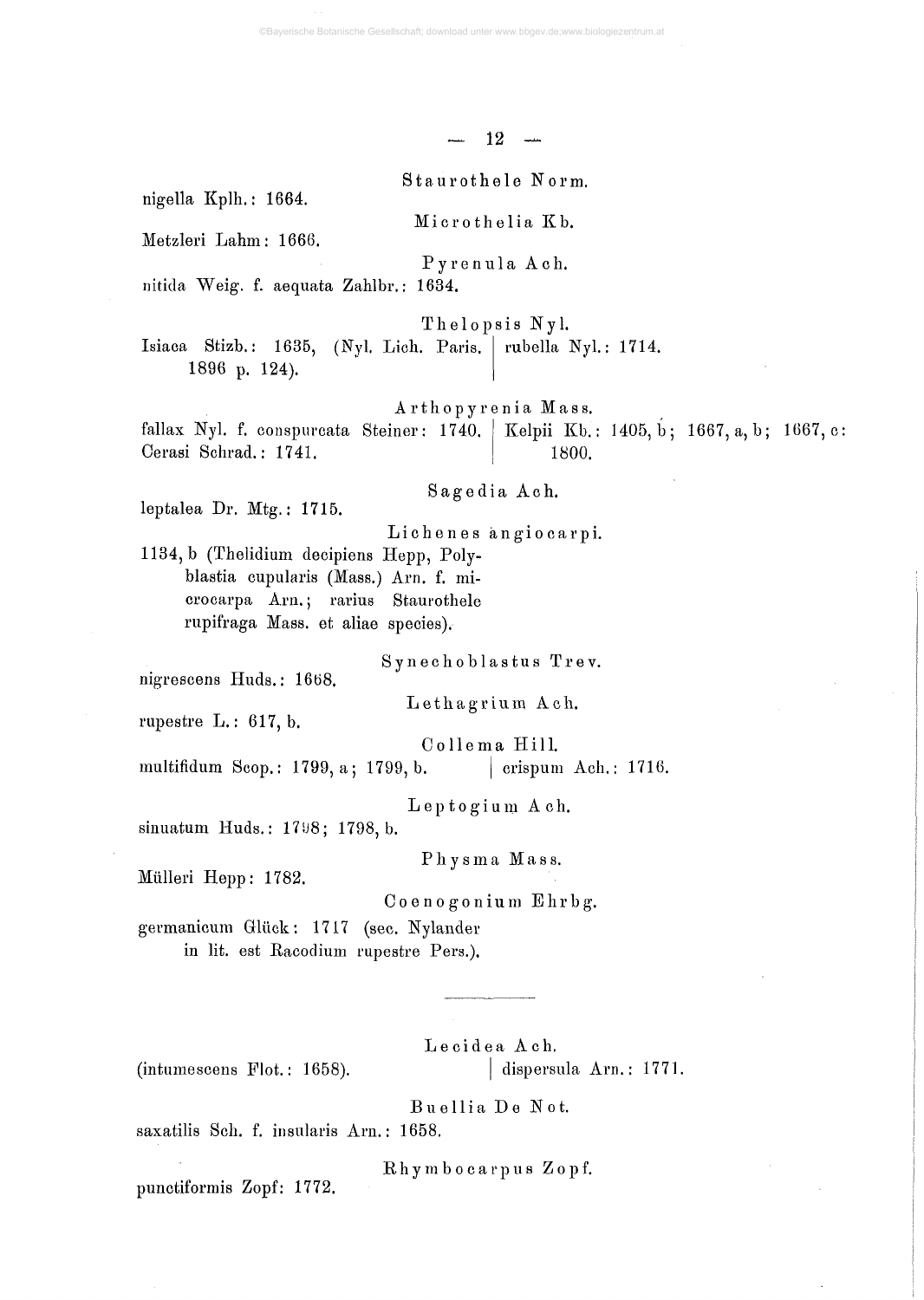### Staurothele Norm.

nigella Kplh.: 1664.

### Microthelia Kb.

Metzleri Lahm: 1666.

### Pyrenula Ach.

nitida Weig. f. aequata Zahlbr.: 1634.

### Thelopsis Nyl.

Isiaca Stizb.: 1635, (Nyl. Lich. Paris. 1896 p. 124).

rubella Nyl.: 1714.

### Arthopyrenia Mass.

fallax Nyl. f. conspurcata Steiner: 1740.

Cerasi Schrad.: 1741.

Kelpii Kb.: 1405, b; 1667, a, b; 1667, c: 1800.

### Sagedia Ach.

leptalea Dr. Mtg.: 1715.

### Lichenes angiocarpi.

1134, b (Thelidium decipiens Hepp, Polyblastia cupularis (Mass.) Arn. f. microcarpa Arn.; rarius Staurothele rupifraga Mass. et aliae species).

### Synechoblastus Trev.

nigrescens Huds.: 1668.

### Lethagrium Ach.

rupestre L.: 617, b.

### Collema Hill.

multifidum Scop.: 1799, a; 1799, b.

crispum Ach.: 1716.

### Leptogium Ach.

sinuatum Huds.: 1798; 1798, b.

### Physma Mass.

Mülleri Hepp: 1782.

### Coenogonium Ehrbg.

germanicum Glück: 1717 (sec. Nylander in lit. est Racodium rupestre Pers.).

---

### Lecidea Ach.

(intumescens Flot.: 1658).

dispersula Arn.: 1771.

### Buellia De Not.

saxatilis Sch. f. insularis Arn.: 1658.

### Rhymbocarpus Zopf.

punctiformis Zopf: 1772.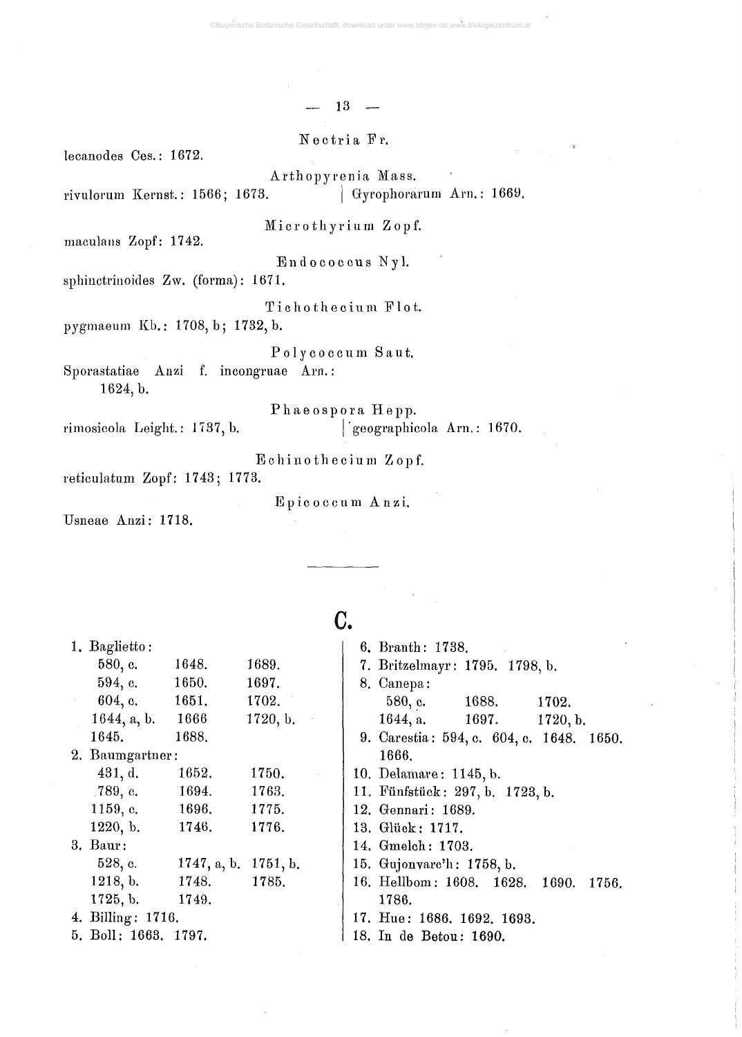Nectria Fr.

lecanodes Ces.: 1672.

Arthopyrenia Mass.

rivulorum Kernst.: 1566; 1673.

Gyrophorarum Arn.: 1669.

Microthyrium Zopf.

maculans Zopf: 1742.

Endococcus Nyl.

sphinctrinoides Zw. (forma): 1671.

Tichothecium Flot.

pygmaeum Kb.: 1708, b; 1732, b.

Polycoccum Saut.

Sporastatiae Anzi f. incongruae Arn.: 1624, b.

Phaeospora Hepp.

rimosicola Leight.: 1737, b.

geographicola Arn.: 1670.

Echinothecium Zopf.

reticulatum Zopf: 1743; 1773.

Epicoccum Anzi.

Usneae Anzi: 1718.

---

# C.

1. Baglietto: 580, c. 594, c. 604, c. 1644, a, b. 1645. 1648. 1650. 1651. 1666 1688. 1689. 1697. 1702. 1720, b.
2. Baumgartner: 431, d. 789, c. 1159, c. 1220, b. 1652. 1694. 1696. 1746. 1750. 1763. 1775. 1776.
3. Baur: 528, c. 1218, b. 1725, b. 1747, a, b. 1748. 1749. 1751, b. 1785.
4. Billing: 1716.
5. Boll: 1663. 1797.
6. Branth: 1738.
7. Britzelmayr: 1795. 1798, b.
8. Canepa: 580, c. 1644, a. 1688. 1697. 1702. 1720, b.
9. Carestia: 594, c. 604, c. 1648. 1650. 1666.
10. Delamare: 1145, b.
11. Fünfstück: 297, b. 1723, b.
12. Gennari: 1689.
13. Glück: 1717.
14. Gmelch: 1703.
15. Gujonvarc'h: 1758, b.
16. Hellbom: 1608. 1628. 1690. 1756. 1786.
17. Hue: 1686. 1692. 1693.
18. In de Betou: 1690.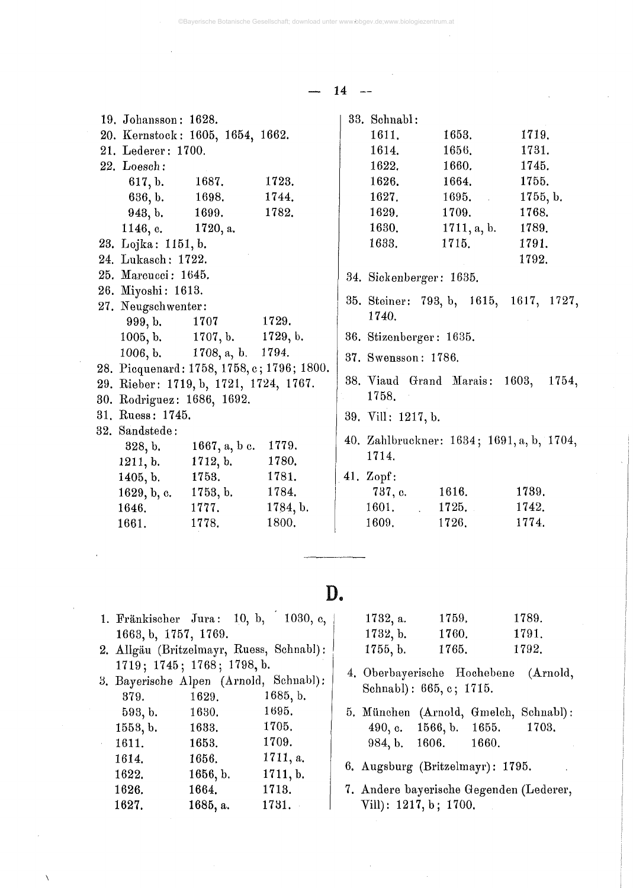19. Johansson: 1628.
20. Kernstock: 1605, 1654, 1662.
21. Lederer: 1700.
22. Loesch:
    617, b. 1687. 1723.
    636, b. 1698. 1744.
    943, b. 1699. 1782.
    1146, c. 1720, a.
23. Lojka: 1151, b.
24. Lukasch: 1722.
25. Marcucci: 1645.
26. Miyoshi: 1613.
27. Neugschwenter:
    999, b. 1707 1729.
    1005, b. 1707, b. 1729, b.
    1006, b. 1708, a, b. 1794.
28. Picquenard: 1758, 1758, c; 1796; 1800.
29. Rieber: 1719, b, 1721, 1724, 1767.
30. Rodriguez: 1686, 1692.
31. Ruess: 1745.
32. Sandstede:
    328, b. 1667, a, b c. 1779.
    1211, b. 1712, b. 1780.
    1405, b. 1753. 1781.
    1629, b, c. 1753, b. 1784.
    1646. 1777. 1784, b.
    1661. 1778. 1800.
33. Schnabl:
    1611. 1653. 1719.
    1614. 1656. 1731.
    1622. 1660. 1745.
    1626. 1664. 1755.
    1627. 1695. 1755, b.
    1629. 1709. 1768.
    1630. 1711, a, b. 1789.
    1633. 1715. 1791.
    1792.
34. Sickenberger: 1635.
35. Steiner: 793, b, 1615, 1617, 1727, 1740.
36. Stizenberger: 1635.
37. Swensson: 1786.
38. Viaud Grand Marais: 1603, 1754, 1758.
39. Vill: 1217, b.
40. Zahlbruckner: 1634; 1691, a, b, 1704, 1714.
41. Zopf:
    737, c. 1616. 1739.
    1601. 1725. 1742.
    1609. 1726. 1774.

---

# D.

1. Fränkischer Jura: 10, b, 1030, c, 1663, b, 1757, 1769.
2. Allgäu (Britzelmayr, Ruess, Schnabl): 1719; 1745; 1768; 1798, b.
3. Bayerische Alpen (Arnold, Schnabl):
    379. 1629. 1685, b.
    593, b. 1630. 1695.
    1553, b. 1633. 1705.
    1611. 1653. 1709.
    1614. 1656. 1711, a.
    1622. 1656, b. 1711, b.
    1626. 1664. 1713.
    1627. 1685, a. 1731.
    1732, a. 1759. 1789.
    1732, b. 1760. 1791.
    1755, b. 1765. 1792.
4. Oberbayerische Hochebene (Arnold, Schnabl): 665, c; 1715.
5. München (Arnold, Gmelch, Schnabl):
    490, c. 1566, b. 1655. 1703.
    984, b. 1606. 1660.
6. Augsburg (Britzelmayr): 1795.
7. Andere bayerische Gegenden (Lederer, Vill): 1217, b; 1700.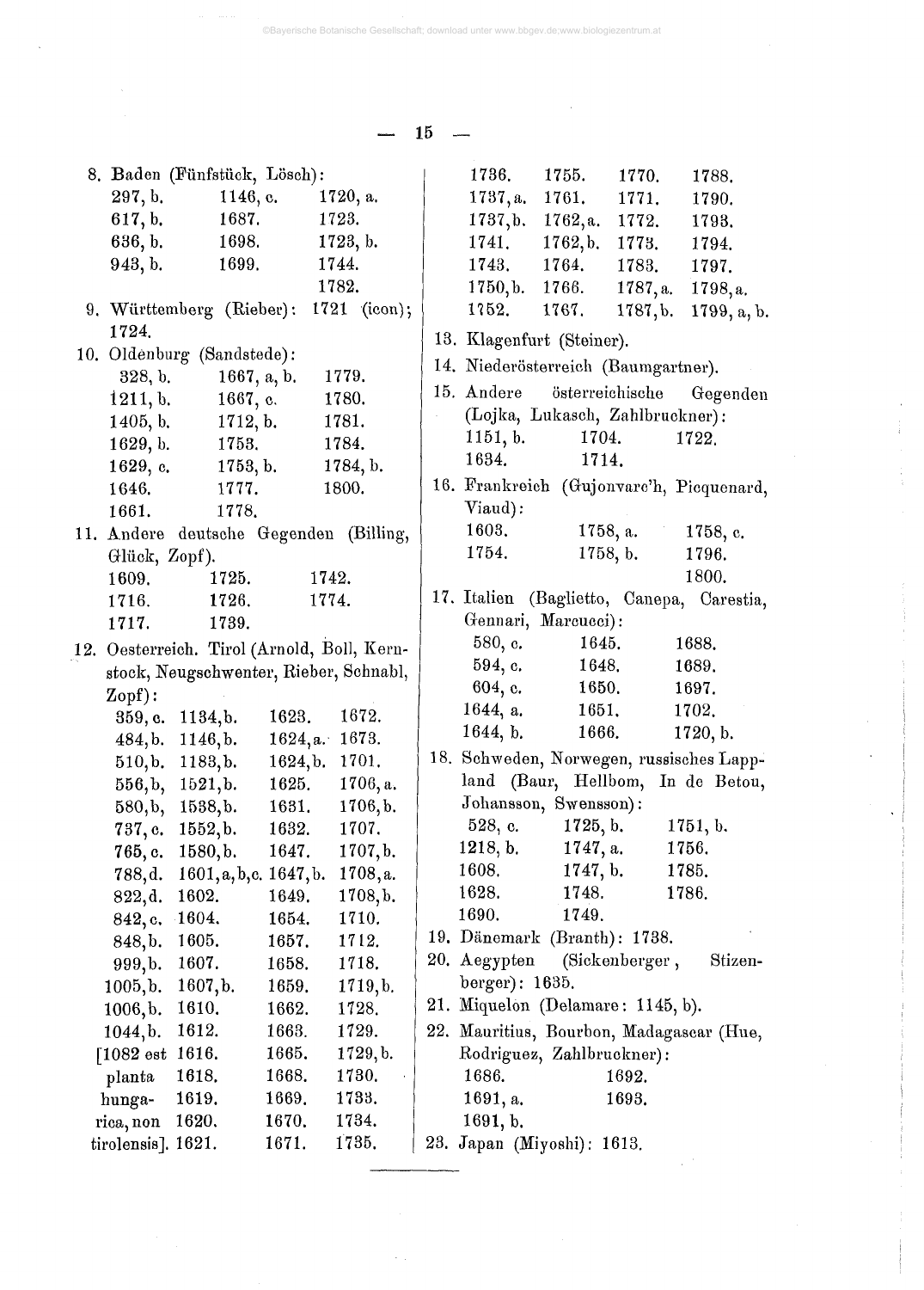8. Baden (Fünfstück, Lösch):

| | | |
|---|---|---|
| 297, b. | 1146, c. | 1720, a. |
| 617, b. | 1687. | 1723. |
| 636, b. | 1698. | 1723, b. |
| 943, b. | 1699. | 1744. |
| | | 1782. |

9. Württemberg (Rieber): 1721 (icon); 1724.

10. Oldenburg (Sandstede):

| | | |
|---|---|---|
| 328, b. | 1667, a, b. | 1779. |
| 1211, b. | 1667, c. | 1780. |
| 1405, b. | 1712, b. | 1781. |
| 1629, b. | 1753. | 1784. |
| 1629, c. | 1753, b. | 1784, b. |
| 1646. | 1777. | 1800. |
| 1661. | 1778. | |

11. Andere deutsche Gegenden (Billing, Glück, Zopf).

| | | |
|---|---|---|
| 1609. | 1725. | 1742. |
| 1716. | 1726. | 1774. |
| 1717. | 1739. | |

12. Oesterreich. Tirol (Arnold, Boll, Kernstock, Neugschwenter, Rieber, Schnabl, Zopf):

| | | | |
|---|---|---|---|
| 359, c. | 1134, b. | 1623. | 1672. |
| 484, b. | 1146, b. | 1624, a. | 1673. |
| 510, b. | 1183, b. | 1624, b. | 1701. |
| 556, b. | 1521, b. | 1625. | 1706, a. |
| 580, b. | 1538, b. | 1631. | 1706, b. |
| 737, c. | 1552, b. | 1632. | 1707. |
| 765, c. | 1580, b. | 1647. | 1707, b. |
| 788, d. | 1601, a, b, c. | 1647, b. | 1708, a. |
| 822, d. | 1602. | 1649. | 1708, b. |
| 842, c. | 1604. | 1654. | 1710. |
| 848, b. | 1605. | 1657. | 1712. |
| 999, b. | 1607. | 1658. | 1718. |
| 1005, b. | 1607, b. | 1659. | 1719, b. |
| 1006, b. | 1610. | 1662. | 1728. |
| 1044, b. | 1612. | 1663. | 1729. |
| [1082 est | 1616. | 1665. | 1729, b. |
| planta | 1618. | 1668. | 1730. |
| hungarica, | 1619. | 1669. | 1733. |
| non | 1620. | 1670. | 1734. |
| tirolensis]. | 1621. | 1671. | 1735. |
| 1736. | 1755. | 1770. | 1788. |
| 1737, a. | 1761. | 1771. | 1790. |
| 1737, b. | 1762, a. | 1772. | 1793. |
| 1741. | 1762, b. | 1773. | 1794. |
| 1743. | 1764. | 1783. | 1797. |
| 1750, b. | 1766. | 1787, a. | 1798, a. |
| 1752. | 1767. | 1787, b. | 1799, a, b. |

13. Klagenfurt (Steiner).

14. Niederösterreich (Baumgartner).

15. Andere österreichische Gegenden (Lojka, Lukasch, Zahlbruckner):

| | | |
|---|---|---|
| 1151, b. | 1704. | 1722. |
| 1634. | 1714. | |

16. Frankreich (Gujonvarc'h, Picquenard, Viaud):

| | | |
|---|---|---|
| 1603. | 1758, a. | 1758, c. |
| 1754. | 1758, b. | 1796. |
| | | 1800. |

17. Italien (Baglietto, Canepa, Carestia, Gennari, Marcucci):

| | | |
|---|---|---|
| 580, c. | 1645. | 1688. |
| 594, c. | 1648. | 1689. |
| 604, c. | 1650. | 1697. |
| 1644, a. | 1651. | 1702. |
| 1644, b. | 1666. | 1720, b. |

18. Schweden, Norwegen, russisches Lappland (Baur, Hellbom, In de Betou, Johansson, Swensson):

| | | |
|---|---|---|
| 528, c. | 1725, b. | 1751, b. |
| 1218, b. | 1747, a. | 1756. |
| 1608. | 1747, b. | 1785. |
| 1628. | 1748. | 1786. |
| 1690. | 1749. | |

19. Dänemark (Branth): 1738.

20. Aegypten (Sickenberger, Stizenberger): 1635.

21. Miquelon (Delamare: 1145, b).

22. Mauritius, Bourbon, Madagascar (Hue, Rodriguez, Zahlbruckner):

| | |
|---|---|
| 1686. | 1692. |
| 1691, a. | 1693. |
| 1691, b. | |

23. Japan (Miyoshi): 1613.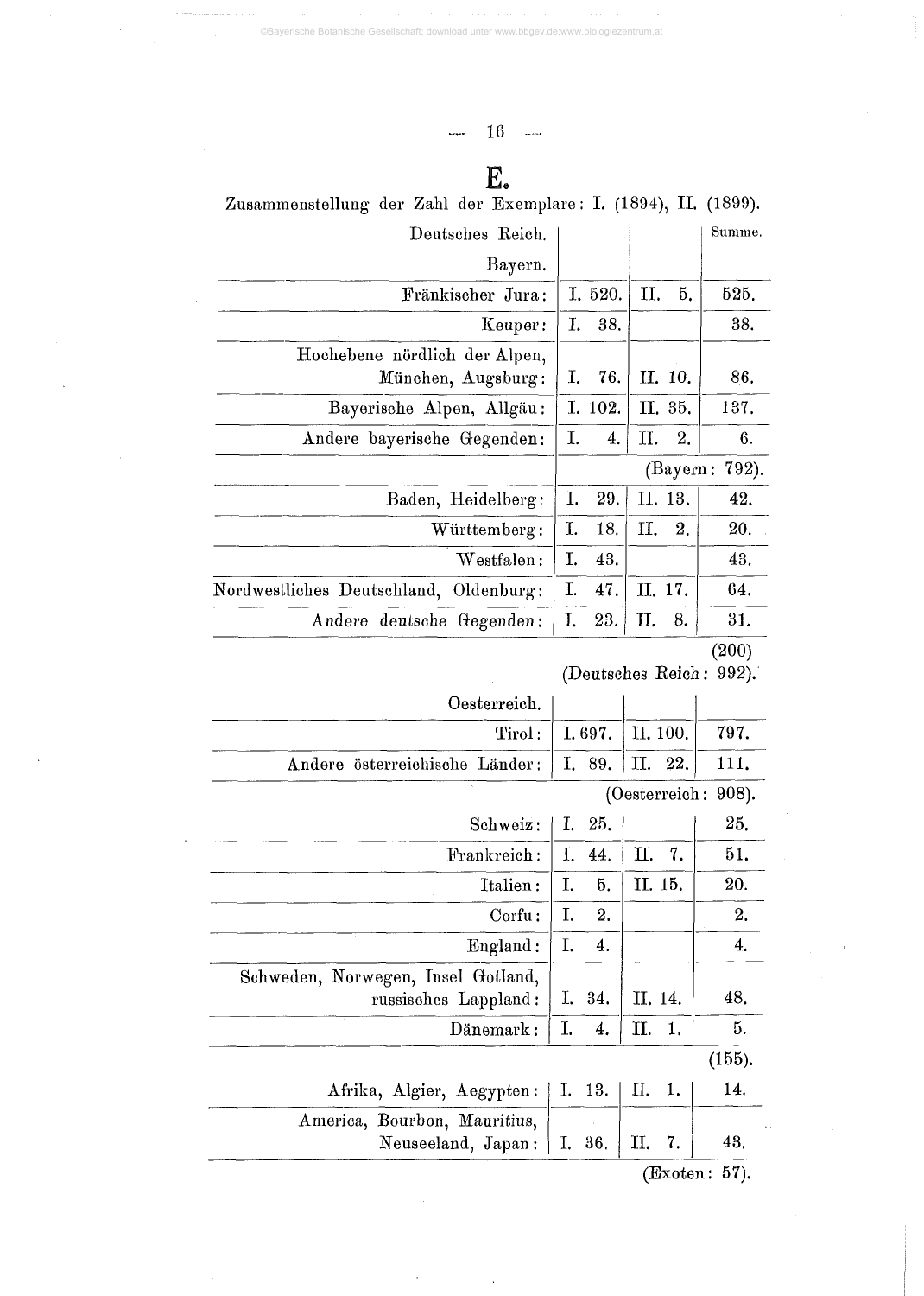# E.

Zusammenstellung der Zahl der Exemplare: I. (1894), II. (1899).

| Deutsches Reich. | | | Summe. |
|---|---|---|---|
| Bayern. | | | |
| Fränkischer Jura: | I. 520. | II. 5. | 525. |
| Keuper: | I. 38. | | 38. |
| Hochebene nördlich der Alpen, München, Augsburg: | I. 76. | II. 10. | 86. |
| Bayerische Alpen, Allgäu: | I. 102. | II. 35. | 137. |
| Andere bayerische Gegenden: | I. 4. | II. 2. | 6. |
| | | | (Bayern: 792). |
| Baden, Heidelberg: | I. 29. | II. 13. | 42. |
| Württemberg: | I. 18. | II. 2. | 20. |
| Westfalen: | I. 43. | | 43. |
| Nordwestliches Deutschland, Oldenburg: | I. 47. | II. 17. | 64. |
| Andere deutsche Gegenden: | I. 23. | II. 8. | 31. |
| | | | (200) |
| | | | (Deutsches Reich: 992). |
| Oesterreich. | | | |
| Tirol: | I. 697. | II. 100. | 797. |
| Andere österreichische Länder: | I. 89. | II. 22. | 111. |
| | | | (Oesterreich: 908). |
| Schweiz: | I. 25. | | 25. |
| Frankreich: | I. 44. | II. 7. | 51. |
| Italien: | I. 5. | II. 15. | 20. |
| Corfu: | I. 2. | | 2. |
| England: | I. 4. | | 4. |
| Schweden, Norwegen, Insel Gotland, russisches Lappland: | I. 34. | II. 14. | 48. |
| Dänemark: | I. 4. | II. 1. | 5. |
| | | | (155). |
| Afrika, Algier, Aegypten: | I. 13. | II. 1. | 14. |
| America, Bourbon, Mauritius, Neuseeland, Japan: | I. 36. | II. 7. | 43. |
| | | | (Exoten: 57). |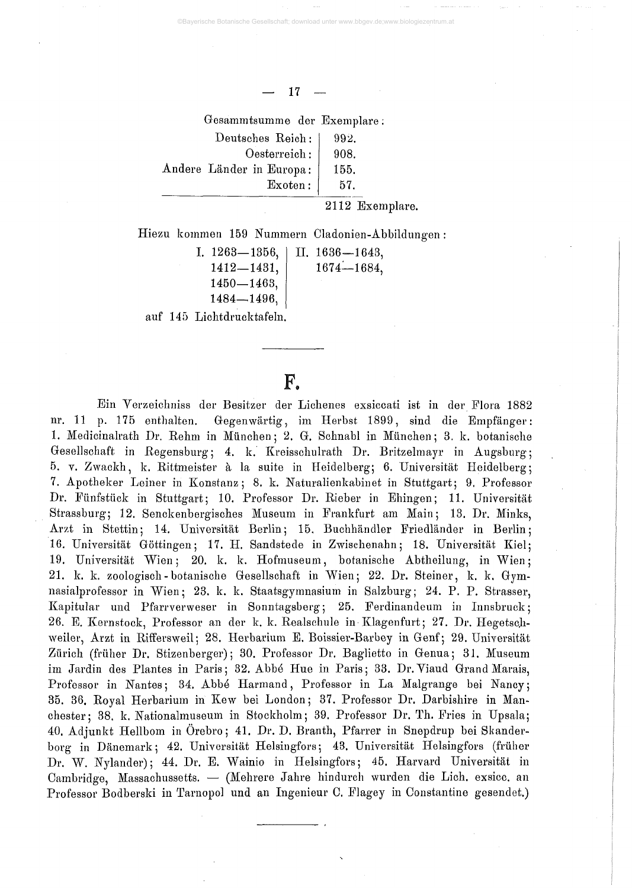Gesammtsumme der Exemplare:

| | |
|---|---|
| Deutsches Reich: | 992. |
| Oesterreich: | 908. |
| Andere Länder in Europa: | 155. |
| Exoten: | 57. |
| | 2112 Exemplare. |

Hiezu kommen 159 Nummern Cladonien-Abbildungen:

| | |
|---|---|
| I. 1263—1356, | II. 1636—1643, |
| 1412—1431, | 1674—1684, |
| 1450—1463, | |
| 1484—1496, | |

auf 145 Lichtdrucktafeln.

# F.

Ein Verzeichniss der Besitzer der Lichenes exsiccati ist in der Flora 1882 nr. 11 p. 175 enthalten. Gegenwärtig, im Herbst 1899, sind die Empfänger: 1. Medicinalrath Dr. Rehm in München; 2. G. Schnabl in München; 3. k. botanische Gesellschaft in Regensburg; 4. k. Kreisschulrath Dr. Britzelmayr in Augsburg; 5. v. Zwackh, k. Rittmeister à la suite in Heidelberg; 6. Universität Heidelberg; 7. Apotheker Leiner in Konstanz; 8. k. Naturalienkabinet in Stuttgart; 9. Professor Dr. Fünfstück in Stuttgart; 10. Professor Dr. Rieber in Ehingen; 11. Universität Strassburg; 12. Senckenbergisches Museum in Frankfurt am Main; 13. Dr. Minks, Arzt in Stettin; 14. Universität Berlin; 15. Buchhändler Friedländer in Berlin; 16. Universität Göttingen; 17. H. Sandstede in Zwischenahn; 18. Universität Kiel; 19. Universität Wien; 20. k. k. Hofmuseum, botanische Abtheilung, in Wien; 21. k. k. zoologisch-botanische Gesellschaft in Wien; 22. Dr. Steiner, k. k. Gymnasialprofessor in Wien; 23. k. k. Staatsgymnasium in Salzburg; 24. P. P. Strasser, Kapitular und Pfarrverweser in Sonntagsberg; 25. Ferdinandeum in Innsbruck; 26. E. Kernstock, Professor an der k. k. Realschule in Klagenfurt; 27. Dr. Hegetschweiler, Arzt in Riffersweil; 28. Herbarium E. Boissier-Barbey in Genf; 29. Universität Zürich (früher Dr. Stizenberger); 30. Professor Dr. Baglietto in Genua; 31. Museum im Jardin des Plantes in Paris; 32. Abbé Hue in Paris; 33. Dr. Viaud Grand Marais, Professor in Nantes; 34. Abbé Harmand, Professor in La Malgrange bei Nancy; 35. 36. Royal Herbarium in Kew bei London; 37. Professor Dr. Darbishire in Manchester; 38. k. Nationalmuseum in Stockholm; 39. Professor Dr. Th. Fries in Upsala; 40. Adjunkt Hellbom in Örebro; 41. Dr. D. Branth, Pfarrer in Snepdrup bei Skanderborg in Dänemark; 42. Universität Helsingfors; 43. Universität Helsingfors (früher Dr. W. Nylander); 44. Dr. E. Wainio in Helsingfors; 45. Harvard Universität in Cambridge, Massachussetts. — (Mehrere Jahre hindurch wurden die Lich. exsicc. an Professor Bodberski in Tarnopol und an Ingenieur C. Flagey in Constantine gesendet.)